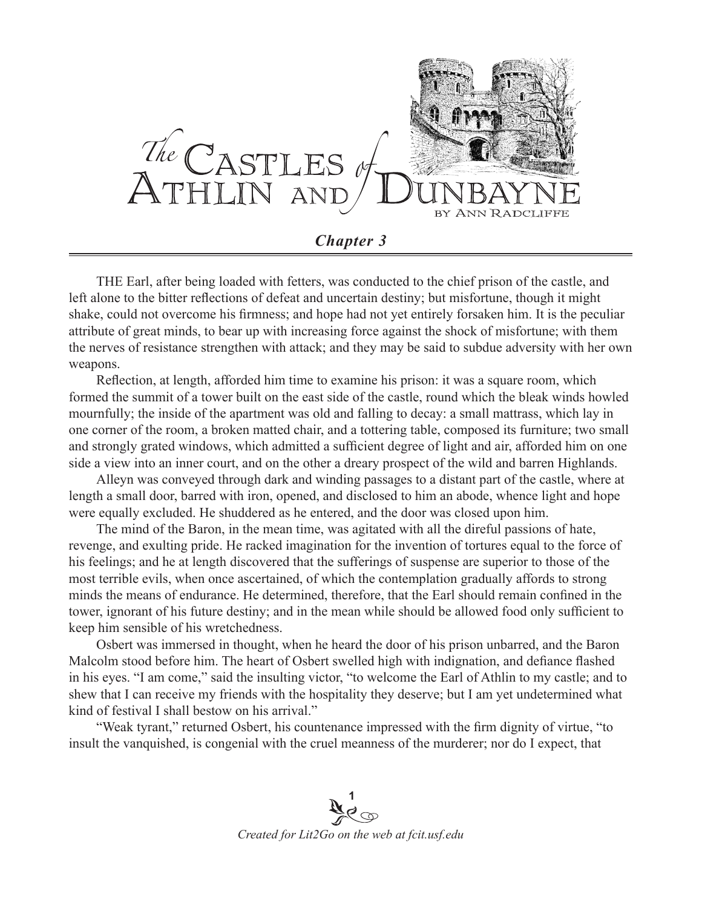# The Castles of Athlin and Dunbayne

by Ann Radcliffe

## *Chapter 3*

THE Earl, after being loaded with fetters, was conducted to the chief prison of the castle, and left alone to the bitter reflections of defeat and uncertain destiny; but misfortune, though it might shake, could not overcome his firmness; and hope had not yet entirely forsaken him. It is the peculiar attribute of great minds, to bear up with increasing force against the shock of misfortune; with them the nerves of resistance strengthen with attack; and they may be said to subdue adversity with her own weapons.

Reflection, at length, afforded him time to examine his prison: it was a square room, which formed the summit of a tower built on the east side of the castle, round which the bleak winds howled mournfully; the inside of the apartment was old and falling to decay: a small mattrass, which lay in one corner of the room, a broken matted chair, and a tottering table, composed its furniture; two small and strongly grated windows, which admitted a sufficient degree of light and air, afforded him on one side a view into an inner court, and on the other a dreary prospect of the wild and barren Highlands.

Alleyn was conveyed through dark and winding passages to a distant part of the castle, where at length a small door, barred with iron, opened, and disclosed to him an abode, whence light and hope were equally excluded. He shuddered as he entered, and the door was closed upon him.

The mind of the Baron, in the mean time, was agitated with all the direful passions of hate, revenge, and exulting pride. He racked imagination for the invention of tortures equal to the force of his feelings; and he at length discovered that the sufferings of suspense are superior to those of the most terrible evils, when once ascertained, of which the contemplation gradually affords to strong minds the means of endurance. He determined, therefore, that the Earl should remain confined in the tower, ignorant of his future destiny; and in the mean while should be allowed food only sufficient to keep him sensible of his wretchedness.

Osbert was immersed in thought, when he heard the door of his prison unbarred, and the Baron Malcolm stood before him. The heart of Osbert swelled high with indignation, and defiance flashed in his eyes. "I am come," said the insulting victor, "to welcome the Earl of Athlin to my castle; and to shew that I can receive my friends with the hospitality they deserve; but I am yet undetermined what kind of festival I shall bestow on his arrival."

"Weak tyrant," returned Osbert, his countenance impressed with the firm dignity of virtue, "to insult the vanquished, is congenial with the cruel meanness of the murderer; nor do I expect, that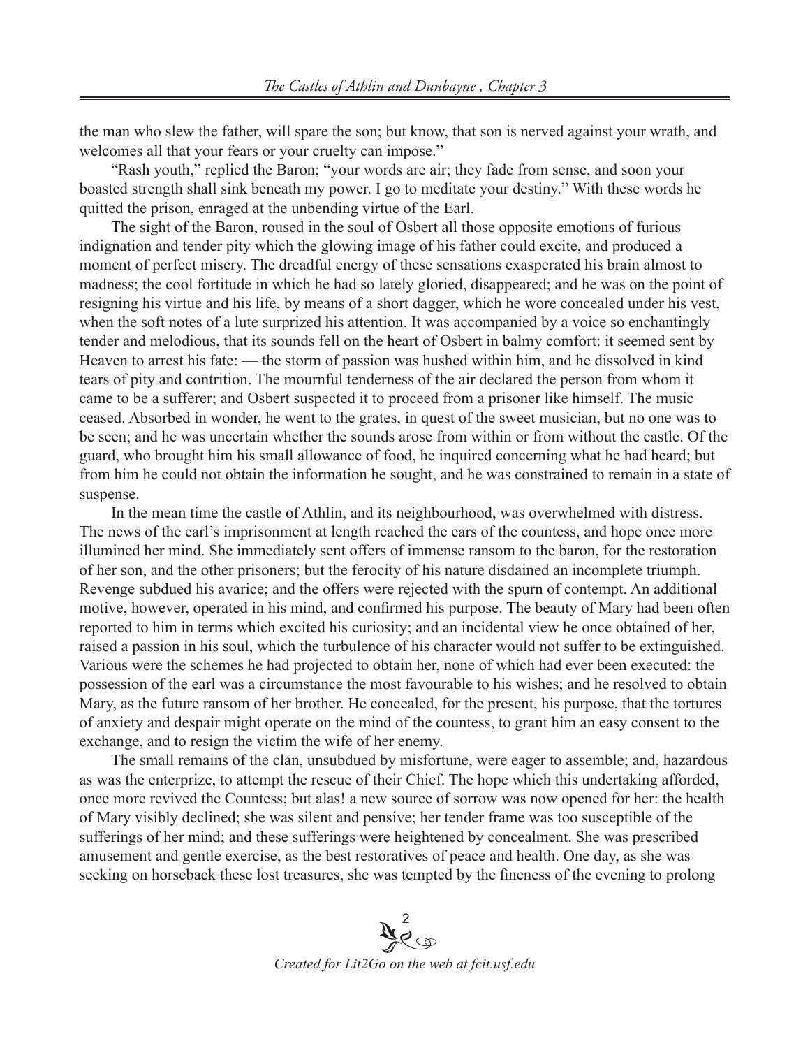the man who slew the father, will spare the son; but know, that son is nerved against your wrath, and welcomes all that your fears or your cruelty can impose."

"Rash youth," replied the Baron; "your words are air; they fade from sense, and soon your boasted strength shall sink beneath my power. I go to meditate your destiny." With these words he quitted the prison, enraged at the unbending virtue of the Earl.

The sight of the Baron, roused in the soul of Osbert all those opposite emotions of furious indignation and tender pity which the glowing image of his father could excite, and produced a moment of perfect misery. The dreadful energy of these sensations exasperated his brain almost to madness; the cool fortitude in which he had so lately gloried, disappeared; and he was on the point of resigning his virtue and his life, by means of a short dagger, which he wore concealed under his vest, when the soft notes of a lute surprized his attention. It was accompanied by a voice so enchantingly tender and melodious, that its sounds fell on the heart of Osbert in balmy comfort: it seemed sent by Heaven to arrest his fate: — the storm of passion was hushed within him, and he dissolved in kind tears of pity and contrition. The mournful tenderness of the air declared the person from whom it came to be a sufferer; and Osbert suspected it to proceed from a prisoner like himself. The music ceased. Absorbed in wonder, he went to the grates, in quest of the sweet musician, but no one was to be seen; and he was uncertain whether the sounds arose from within or from without the castle. Of the guard, who brought him his small allowance of food, he inquired concerning what he had heard; but from him he could not obtain the information he sought, and he was constrained to remain in a state of suspense.

In the mean time the castle of Athlin, and its neighbourhood, was overwhelmed with distress. The news of the earl's imprisonment at length reached the ears of the countess, and hope once more illumined her mind. She immediately sent offers of immense ransom to the baron, for the restoration of her son, and the other prisoners; but the ferocity of his nature disdained an incomplete triumph. Revenge subdued his avarice; and the offers were rejected with the spurn of contempt. An additional motive, however, operated in his mind, and confirmed his purpose. The beauty of Mary had been often reported to him in terms which excited his curiosity; and an incidental view he once obtained of her, raised a passion in his soul, which the turbulence of his character would not suffer to be extinguished. Various were the schemes he had projected to obtain her, none of which had ever been executed: the possession of the earl was a circumstance the most favourable to his wishes; and he resolved to obtain Mary, as the future ransom of her brother. He concealed, for the present, his purpose, that the tortures of anxiety and despair might operate on the mind of the countess, to grant him an easy consent to the exchange, and to resign the victim the wife of her enemy.

The small remains of the clan, unsubdued by misfortune, were eager to assemble; and, hazardous as was the enterprize, to attempt the rescue of their Chief. The hope which this undertaking afforded, once more revived the Countess; but alas! a new source of sorrow was now opened for her: the health of Mary visibly declined; she was silent and pensive; her tender frame was too susceptible of the sufferings of her mind; and these sufferings were heightened by concealment. She was prescribed amusement and gentle exercise, as the best restoratives of peace and health. One day, as she was seeking on horseback these lost treasures, she was tempted by the fineness of the evening to prolong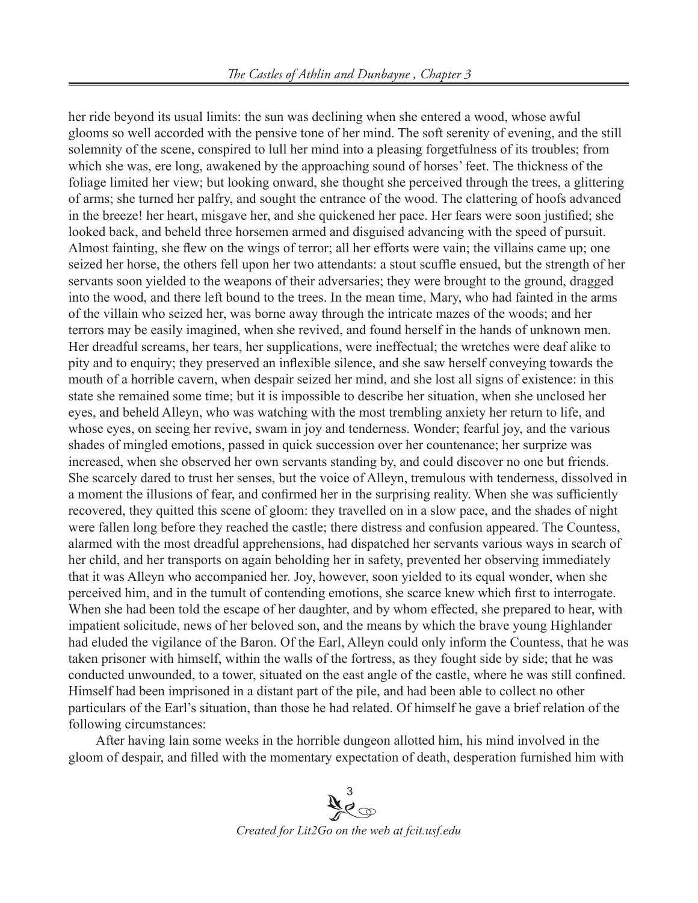her ride beyond its usual limits: the sun was declining when she entered a wood, whose awful glooms so well accorded with the pensive tone of her mind. The soft serenity of evening, and the still solemnity of the scene, conspired to lull her mind into a pleasing forgetfulness of its troubles; from which she was, ere long, awakened by the approaching sound of horses' feet. The thickness of the foliage limited her view; but looking onward, she thought she perceived through the trees, a glittering of arms; she turned her palfry, and sought the entrance of the wood. The clattering of hoofs advanced in the breeze! her heart, misgave her, and she quickened her pace. Her fears were soon justified; she looked back, and beheld three horsemen armed and disguised advancing with the speed of pursuit. Almost fainting, she flew on the wings of terror; all her efforts were vain; the villains came up; one seized her horse, the others fell upon her two attendants: a stout scuffle ensued, but the strength of her servants soon yielded to the weapons of their adversaries; they were brought to the ground, dragged into the wood, and there left bound to the trees. In the mean time, Mary, who had fainted in the arms of the villain who seized her, was borne away through the intricate mazes of the woods; and her terrors may be easily imagined, when she revived, and found herself in the hands of unknown men. Her dreadful screams, her tears, her supplications, were ineffectual; the wretches were deaf alike to pity and to enquiry; they preserved an inflexible silence, and she saw herself conveying towards the mouth of a horrible cavern, when despair seized her mind, and she lost all signs of existence: in this state she remained some time; but it is impossible to describe her situation, when she unclosed her eyes, and beheld Alleyn, who was watching with the most trembling anxiety her return to life, and whose eyes, on seeing her revive, swam in joy and tenderness. Wonder; fearful joy, and the various shades of mingled emotions, passed in quick succession over her countenance; her surprize was increased, when she observed her own servants standing by, and could discover no one but friends. She scarcely dared to trust her senses, but the voice of Alleyn, tremulous with tenderness, dissolved in a moment the illusions of fear, and confirmed her in the surprising reality. When she was sufficiently recovered, they quitted this scene of gloom: they travelled on in a slow pace, and the shades of night were fallen long before they reached the castle; there distress and confusion appeared. The Countess, alarmed with the most dreadful apprehensions, had dispatched her servants various ways in search of her child, and her transports on again beholding her in safety, prevented her observing immediately that it was Alleyn who accompanied her. Joy, however, soon yielded to its equal wonder, when she perceived him, and in the tumult of contending emotions, she scarce knew which first to interrogate. When she had been told the escape of her daughter, and by whom effected, she prepared to hear, with impatient solicitude, news of her beloved son, and the means by which the brave young Highlander had eluded the vigilance of the Baron. Of the Earl, Alleyn could only inform the Countess, that he was taken prisoner with himself, within the walls of the fortress, as they fought side by side; that he was conducted unwounded, to a tower, situated on the east angle of the castle, where he was still confined. Himself had been imprisoned in a distant part of the pile, and had been able to collect no other particulars of the Earl's situation, than those he had related. Of himself he gave a brief relation of the following circumstances:

After having lain some weeks in the horrible dungeon allotted him, his mind involved in the gloom of despair, and filled with the momentary expectation of death, desperation furnished him with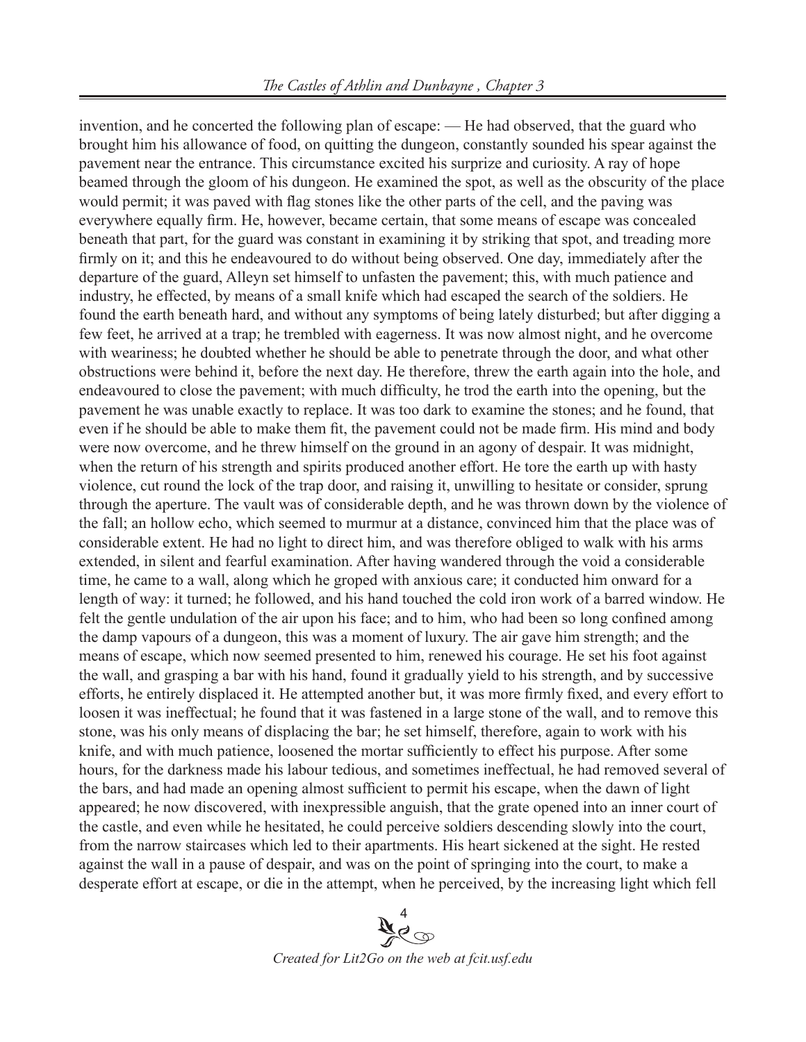invention, and he concerted the following plan of escape: — He had observed, that the guard who brought him his allowance of food, on quitting the dungeon, constantly sounded his spear against the pavement near the entrance. This circumstance excited his surprize and curiosity. A ray of hope beamed through the gloom of his dungeon. He examined the spot, as well as the obscurity of the place would permit; it was paved with flag stones like the other parts of the cell, and the paving was everywhere equally firm. He, however, became certain, that some means of escape was concealed beneath that part, for the guard was constant in examining it by striking that spot, and treading more firmly on it; and this he endeavoured to do without being observed. One day, immediately after the departure of the guard, Alleyn set himself to unfasten the pavement; this, with much patience and industry, he effected, by means of a small knife which had escaped the search of the soldiers. He found the earth beneath hard, and without any symptoms of being lately disturbed; but after digging a few feet, he arrived at a trap; he trembled with eagerness. It was now almost night, and he overcome with weariness; he doubted whether he should be able to penetrate through the door, and what other obstructions were behind it, before the next day. He therefore, threw the earth again into the hole, and endeavoured to close the pavement; with much difficulty, he trod the earth into the opening, but the pavement he was unable exactly to replace. It was too dark to examine the stones; and he found, that even if he should be able to make them fit, the pavement could not be made firm. His mind and body were now overcome, and he threw himself on the ground in an agony of despair. It was midnight, when the return of his strength and spirits produced another effort. He tore the earth up with hasty violence, cut round the lock of the trap door, and raising it, unwilling to hesitate or consider, sprung through the aperture. The vault was of considerable depth, and he was thrown down by the violence of the fall; an hollow echo, which seemed to murmur at a distance, convinced him that the place was of considerable extent. He had no light to direct him, and was therefore obliged to walk with his arms extended, in silent and fearful examination. After having wandered through the void a considerable time, he came to a wall, along which he groped with anxious care; it conducted him onward for a length of way: it turned; he followed, and his hand touched the cold iron work of a barred window. He felt the gentle undulation of the air upon his face; and to him, who had been so long confined among the damp vapours of a dungeon, this was a moment of luxury. The air gave him strength; and the means of escape, which now seemed presented to him, renewed his courage. He set his foot against the wall, and grasping a bar with his hand, found it gradually yield to his strength, and by successive efforts, he entirely displaced it. He attempted another but, it was more firmly fixed, and every effort to loosen it was ineffectual; he found that it was fastened in a large stone of the wall, and to remove this stone, was his only means of displacing the bar; he set himself, therefore, again to work with his knife, and with much patience, loosened the mortar sufficiently to effect his purpose. After some hours, for the darkness made his labour tedious, and sometimes ineffectual, he had removed several of the bars, and had made an opening almost sufficient to permit his escape, when the dawn of light appeared; he now discovered, with inexpressible anguish, that the grate opened into an inner court of the castle, and even while he hesitated, he could perceive soldiers descending slowly into the court, from the narrow staircases which led to their apartments. His heart sickened at the sight. He rested against the wall in a pause of despair, and was on the point of springing into the court, to make a desperate effort at escape, or die in the attempt, when he perceived, by the increasing light which fell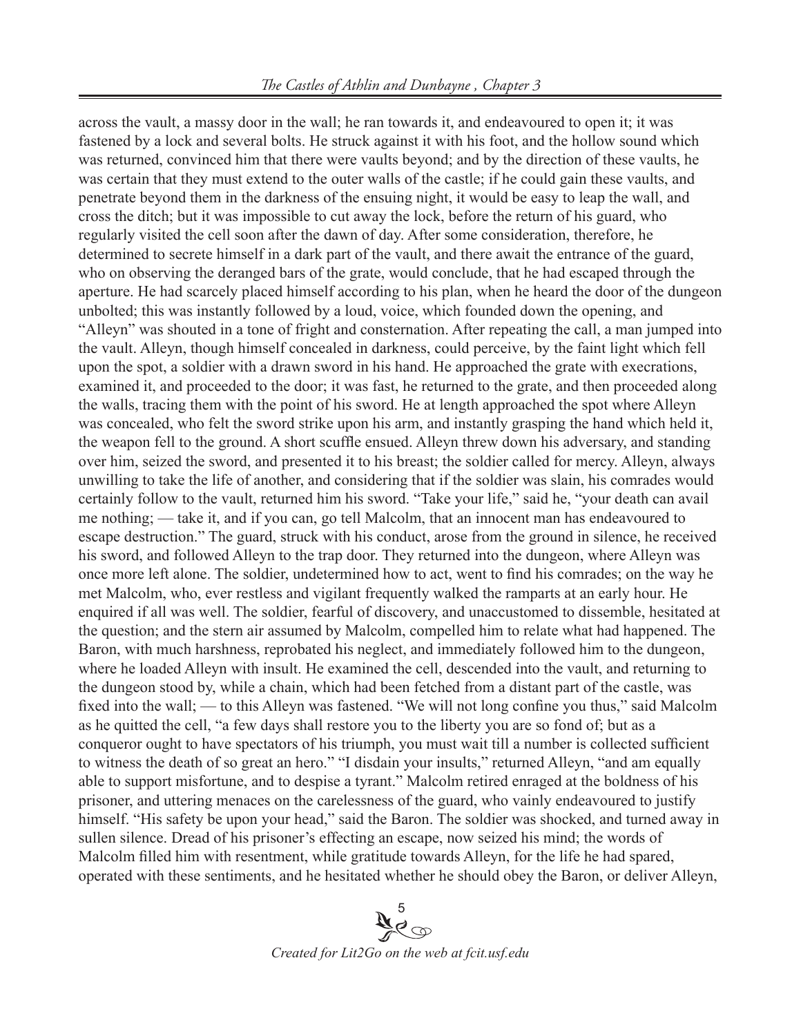across the vault, a massy door in the wall; he ran towards it, and endeavoured to open it; it was fastened by a lock and several bolts. He struck against it with his foot, and the hollow sound which was returned, convinced him that there were vaults beyond; and by the direction of these vaults, he was certain that they must extend to the outer walls of the castle; if he could gain these vaults, and penetrate beyond them in the darkness of the ensuing night, it would be easy to leap the wall, and cross the ditch; but it was impossible to cut away the lock, before the return of his guard, who regularly visited the cell soon after the dawn of day. After some consideration, therefore, he determined to secrete himself in a dark part of the vault, and there await the entrance of the guard, who on observing the deranged bars of the grate, would conclude, that he had escaped through the aperture. He had scarcely placed himself according to his plan, when he heard the door of the dungeon unbolted; this was instantly followed by a loud, voice, which founded down the opening, and "Alleyn" was shouted in a tone of fright and consternation. After repeating the call, a man jumped into the vault. Alleyn, though himself concealed in darkness, could perceive, by the faint light which fell upon the spot, a soldier with a drawn sword in his hand. He approached the grate with execrations, examined it, and proceeded to the door; it was fast, he returned to the grate, and then proceeded along the walls, tracing them with the point of his sword. He at length approached the spot where Alleyn was concealed, who felt the sword strike upon his arm, and instantly grasping the hand which held it, the weapon fell to the ground. A short scuffle ensued. Alleyn threw down his adversary, and standing over him, seized the sword, and presented it to his breast; the soldier called for mercy. Alleyn, always unwilling to take the life of another, and considering that if the soldier was slain, his comrades would certainly follow to the vault, returned him his sword. "Take your life," said he, "your death can avail me nothing; — take it, and if you can, go tell Malcolm, that an innocent man has endeavoured to escape destruction." The guard, struck with his conduct, arose from the ground in silence, he received his sword, and followed Alleyn to the trap door. They returned into the dungeon, where Alleyn was once more left alone. The soldier, undetermined how to act, went to find his comrades; on the way he met Malcolm, who, ever restless and vigilant frequently walked the ramparts at an early hour. He enquired if all was well. The soldier, fearful of discovery, and unaccustomed to dissemble, hesitated at the question; and the stern air assumed by Malcolm, compelled him to relate what had happened. The Baron, with much harshness, reprobated his neglect, and immediately followed him to the dungeon, where he loaded Alleyn with insult. He examined the cell, descended into the vault, and returning to the dungeon stood by, while a chain, which had been fetched from a distant part of the castle, was fixed into the wall; — to this Alleyn was fastened. "We will not long confine you thus," said Malcolm as he quitted the cell, "a few days shall restore you to the liberty you are so fond of; but as a conqueror ought to have spectators of his triumph, you must wait till a number is collected sufficient to witness the death of so great an hero." "I disdain your insults," returned Alleyn, "and am equally able to support misfortune, and to despise a tyrant." Malcolm retired enraged at the boldness of his prisoner, and uttering menaces on the carelessness of the guard, who vainly endeavoured to justify himself. "His safety be upon your head," said the Baron. The soldier was shocked, and turned away in sullen silence. Dread of his prisoner's effecting an escape, now seized his mind; the words of Malcolm filled him with resentment, while gratitude towards Alleyn, for the life he had spared, operated with these sentiments, and he hesitated whether he should obey the Baron, or deliver Alleyn,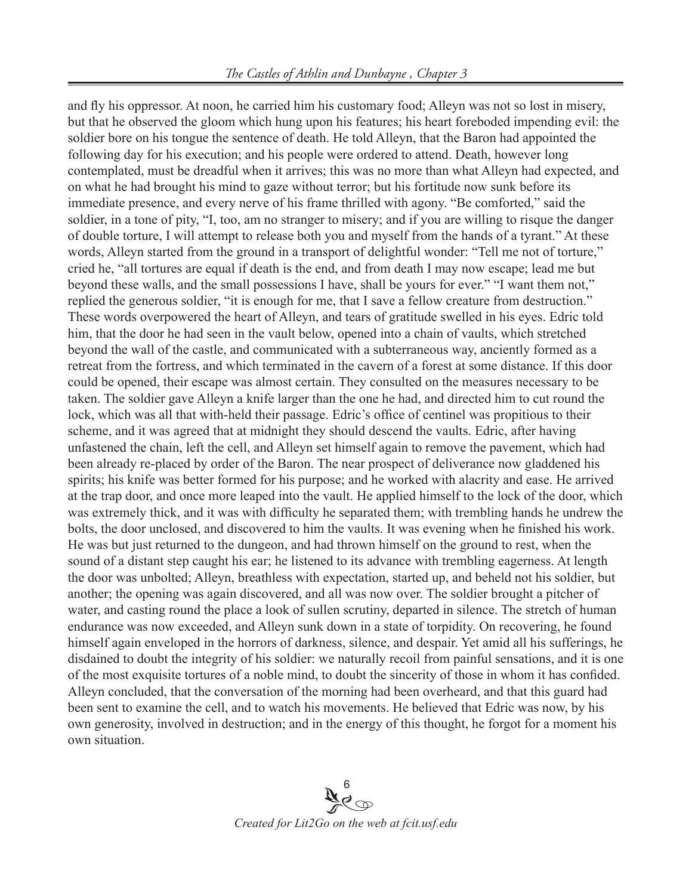and fly his oppressor. At noon, he carried him his customary food; Alleyn was not so lost in misery, but that he observed the gloom which hung upon his features; his heart foreboded impending evil: the soldier bore on his tongue the sentence of death. He told Alleyn, that the Baron had appointed the following day for his execution; and his people were ordered to attend. Death, however long contemplated, must be dreadful when it arrives; this was no more than what Alleyn had expected, and on what he had brought his mind to gaze without terror; but his fortitude now sunk before its immediate presence, and every nerve of his frame thrilled with agony. "Be comforted," said the soldier, in a tone of pity, "I, too, am no stranger to misery; and if you are willing to risque the danger of double torture, I will attempt to release both you and myself from the hands of a tyrant." At these words, Alleyn started from the ground in a transport of delightful wonder: "Tell me not of torture," cried he, "all tortures are equal if death is the end, and from death I may now escape; lead me but beyond these walls, and the small possessions I have, shall be yours for ever." "I want them not," replied the generous soldier, "it is enough for me, that I save a fellow creature from destruction." These words overpowered the heart of Alleyn, and tears of gratitude swelled in his eyes. Edric told him, that the door he had seen in the vault below, opened into a chain of vaults, which stretched beyond the wall of the castle, and communicated with a subterraneous way, anciently formed as a retreat from the fortress, and which terminated in the cavern of a forest at some distance. If this door could be opened, their escape was almost certain. They consulted on the measures necessary to be taken. The soldier gave Alleyn a knife larger than the one he had, and directed him to cut round the lock, which was all that with-held their passage. Edric's office of centinel was propitious to their scheme, and it was agreed that at midnight they should descend the vaults. Edric, after having unfastened the chain, left the cell, and Alleyn set himself again to remove the pavement, which had been already re-placed by order of the Baron. The near prospect of deliverance now gladdened his spirits; his knife was better formed for his purpose; and he worked with alacrity and ease. He arrived at the trap door, and once more leaped into the vault. He applied himself to the lock of the door, which was extremely thick, and it was with difficulty he separated them; with trembling hands he undrew the bolts, the door unclosed, and discovered to him the vaults. It was evening when he finished his work. He was but just returned to the dungeon, and had thrown himself on the ground to rest, when the sound of a distant step caught his ear; he listened to its advance with trembling eagerness. At length the door was unbolted; Alleyn, breathless with expectation, started up, and beheld not his soldier, but another; the opening was again discovered, and all was now over. The soldier brought a pitcher of water, and casting round the place a look of sullen scrutiny, departed in silence. The stretch of human endurance was now exceeded, and Alleyn sunk down in a state of torpidity. On recovering, he found himself again enveloped in the horrors of darkness, silence, and despair. Yet amid all his sufferings, he disdained to doubt the integrity of his soldier: we naturally recoil from painful sensations, and it is one of the most exquisite tortures of a noble mind, to doubt the sincerity of those in whom it has confided. Alleyn concluded, that the conversation of the morning had been overheard, and that this guard had been sent to examine the cell, and to watch his movements. He believed that Edric was now, by his own generosity, involved in destruction; and in the energy of this thought, he forgot for a moment his own situation.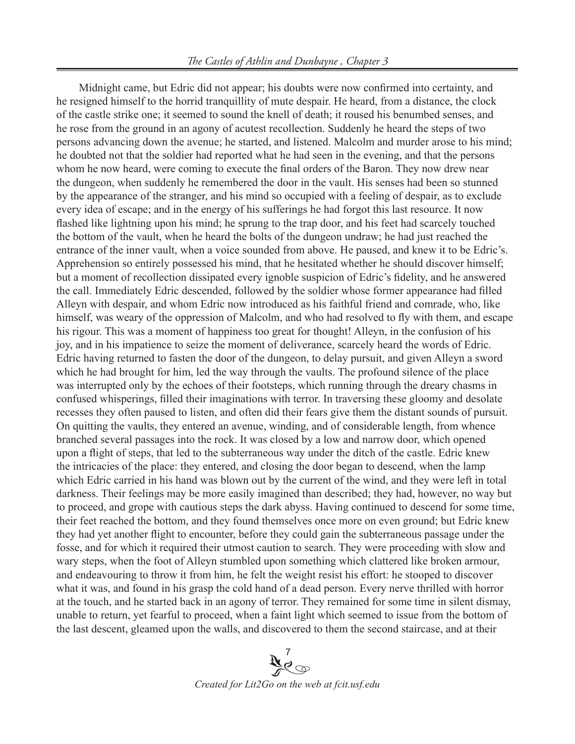Midnight came, but Edric did not appear; his doubts were now confirmed into certainty, and he resigned himself to the horrid tranquillity of mute despair. He heard, from a distance, the clock of the castle strike one; it seemed to sound the knell of death; it roused his benumbed senses, and he rose from the ground in an agony of acutest recollection. Suddenly he heard the steps of two persons advancing down the avenue; he started, and listened. Malcolm and murder arose to his mind; he doubted not that the soldier had reported what he had seen in the evening, and that the persons whom he now heard, were coming to execute the final orders of the Baron. They now drew near the dungeon, when suddenly he remembered the door in the vault. His senses had been so stunned by the appearance of the stranger, and his mind so occupied with a feeling of despair, as to exclude every idea of escape; and in the energy of his sufferings he had forgot this last resource. It now flashed like lightning upon his mind; he sprung to the trap door, and his feet had scarcely touched the bottom of the vault, when he heard the bolts of the dungeon undraw; he had just reached the entrance of the inner vault, when a voice sounded from above. He paused, and knew it to be Edric's. Apprehension so entirely possessed his mind, that he hesitated whether he should discover himself; but a moment of recollection dissipated every ignoble suspicion of Edric's fidelity, and he answered the call. Immediately Edric descended, followed by the soldier whose former appearance had filled Alleyn with despair, and whom Edric now introduced as his faithful friend and comrade, who, like himself, was weary of the oppression of Malcolm, and who had resolved to fly with them, and escape his rigour. This was a moment of happiness too great for thought! Alleyn, in the confusion of his joy, and in his impatience to seize the moment of deliverance, scarcely heard the words of Edric. Edric having returned to fasten the door of the dungeon, to delay pursuit, and given Alleyn a sword which he had brought for him, led the way through the vaults. The profound silence of the place was interrupted only by the echoes of their footsteps, which running through the dreary chasms in confused whisperings, filled their imaginations with terror. In traversing these gloomy and desolate recesses they often paused to listen, and often did their fears give them the distant sounds of pursuit. On quitting the vaults, they entered an avenue, winding, and of considerable length, from whence branched several passages into the rock. It was closed by a low and narrow door, which opened upon a flight of steps, that led to the subterraneous way under the ditch of the castle. Edric knew the intricacies of the place: they entered, and closing the door began to descend, when the lamp which Edric carried in his hand was blown out by the current of the wind, and they were left in total darkness. Their feelings may be more easily imagined than described; they had, however, no way but to proceed, and grope with cautious steps the dark abyss. Having continued to descend for some time, their feet reached the bottom, and they found themselves once more on even ground; but Edric knew they had yet another flight to encounter, before they could gain the subterraneous passage under the fosse, and for which it required their utmost caution to search. They were proceeding with slow and wary steps, when the foot of Alleyn stumbled upon something which clattered like broken armour, and endeavouring to throw it from him, he felt the weight resist his effort: he stooped to discover what it was, and found in his grasp the cold hand of a dead person. Every nerve thrilled with horror at the touch, and he started back in an agony of terror. They remained for some time in silent dismay, unable to return, yet fearful to proceed, when a faint light which seemed to issue from the bottom of the last descent, gleamed upon the walls, and discovered to them the second staircase, and at their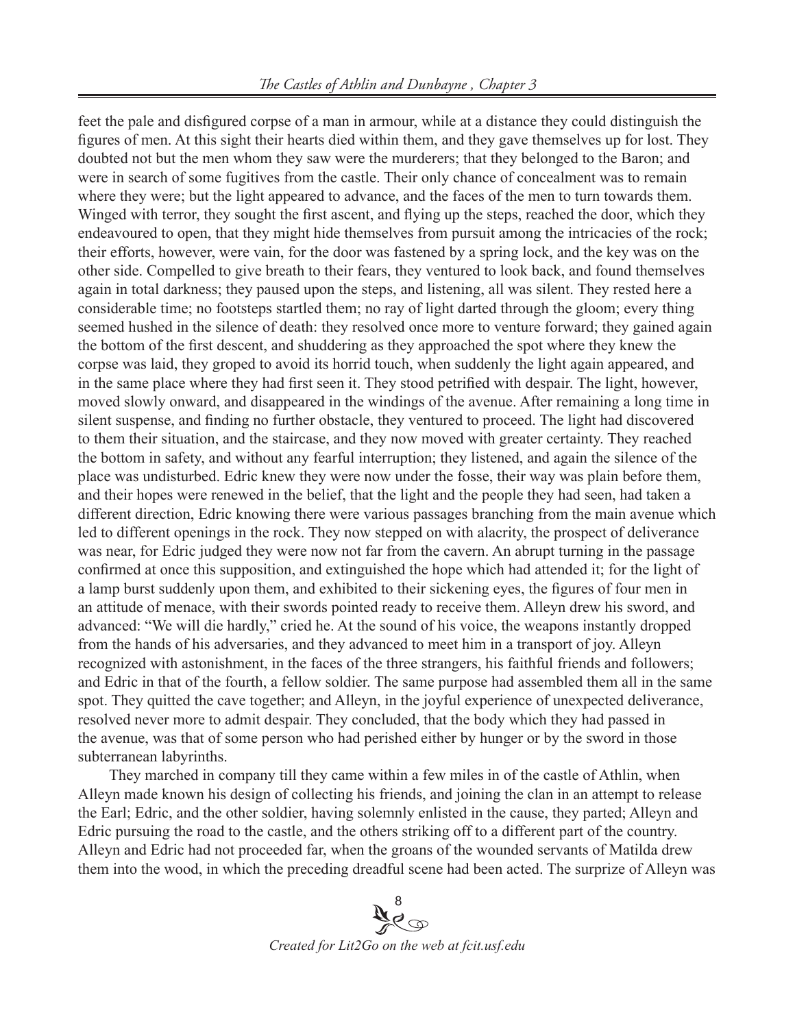feet the pale and disfigured corpse of a man in armour, while at a distance they could distinguish the figures of men. At this sight their hearts died within them, and they gave themselves up for lost. They doubted not but the men whom they saw were the murderers; that they belonged to the Baron; and were in search of some fugitives from the castle. Their only chance of concealment was to remain where they were; but the light appeared to advance, and the faces of the men to turn towards them. Winged with terror, they sought the first ascent, and flying up the steps, reached the door, which they endeavoured to open, that they might hide themselves from pursuit among the intricacies of the rock; their efforts, however, were vain, for the door was fastened by a spring lock, and the key was on the other side. Compelled to give breath to their fears, they ventured to look back, and found themselves again in total darkness; they paused upon the steps, and listening, all was silent. They rested here a considerable time; no footsteps startled them; no ray of light darted through the gloom; every thing seemed hushed in the silence of death: they resolved once more to venture forward; they gained again the bottom of the first descent, and shuddering as they approached the spot where they knew the corpse was laid, they groped to avoid its horrid touch, when suddenly the light again appeared, and in the same place where they had first seen it. They stood petrified with despair. The light, however, moved slowly onward, and disappeared in the windings of the avenue. After remaining a long time in silent suspense, and finding no further obstacle, they ventured to proceed. The light had discovered to them their situation, and the staircase, and they now moved with greater certainty. They reached the bottom in safety, and without any fearful interruption; they listened, and again the silence of the place was undisturbed. Edric knew they were now under the fosse, their way was plain before them, and their hopes were renewed in the belief, that the light and the people they had seen, had taken a different direction, Edric knowing there were various passages branching from the main avenue which led to different openings in the rock. They now stepped on with alacrity, the prospect of deliverance was near, for Edric judged they were now not far from the cavern. An abrupt turning in the passage confirmed at once this supposition, and extinguished the hope which had attended it; for the light of a lamp burst suddenly upon them, and exhibited to their sickening eyes, the figures of four men in an attitude of menace, with their swords pointed ready to receive them. Alleyn drew his sword, and advanced: "We will die hardly," cried he. At the sound of his voice, the weapons instantly dropped from the hands of his adversaries, and they advanced to meet him in a transport of joy. Alleyn recognized with astonishment, in the faces of the three strangers, his faithful friends and followers; and Edric in that of the fourth, a fellow soldier. The same purpose had assembled them all in the same spot. They quitted the cave together; and Alleyn, in the joyful experience of unexpected deliverance, resolved never more to admit despair. They concluded, that the body which they had passed in the avenue, was that of some person who had perished either by hunger or by the sword in those subterranean labyrinths.

They marched in company till they came within a few miles in of the castle of Athlin, when Alleyn made known his design of collecting his friends, and joining the clan in an attempt to release the Earl; Edric, and the other soldier, having solemnly enlisted in the cause, they parted; Alleyn and Edric pursuing the road to the castle, and the others striking off to a different part of the country. Alleyn and Edric had not proceeded far, when the groans of the wounded servants of Matilda drew them into the wood, in which the preceding dreadful scene had been acted. The surprize of Alleyn was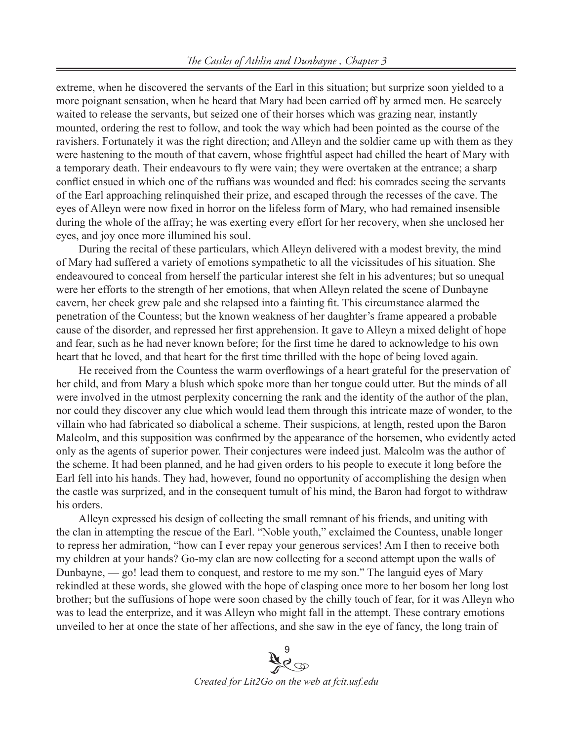extreme, when he discovered the servants of the Earl in this situation; but surprize soon yielded to a more poignant sensation, when he heard that Mary had been carried off by armed men. He scarcely waited to release the servants, but seized one of their horses which was grazing near, instantly mounted, ordering the rest to follow, and took the way which had been pointed as the course of the ravishers. Fortunately it was the right direction; and Alleyn and the soldier came up with them as they were hastening to the mouth of that cavern, whose frightful aspect had chilled the heart of Mary with a temporary death. Their endeavours to fly were vain; they were overtaken at the entrance; a sharp conflict ensued in which one of the ruffians was wounded and fled: his comrades seeing the servants of the Earl approaching relinquished their prize, and escaped through the recesses of the cave. The eyes of Alleyn were now fixed in horror on the lifeless form of Mary, who had remained insensible during the whole of the affray; he was exerting every effort for her recovery, when she unclosed her eyes, and joy once more illumined his soul.

During the recital of these particulars, which Alleyn delivered with a modest brevity, the mind of Mary had suffered a variety of emotions sympathetic to all the vicissitudes of his situation. She endeavoured to conceal from herself the particular interest she felt in his adventures; but so unequal were her efforts to the strength of her emotions, that when Alleyn related the scene of Dunbayne cavern, her cheek grew pale and she relapsed into a fainting fit. This circumstance alarmed the penetration of the Countess; but the known weakness of her daughter's frame appeared a probable cause of the disorder, and repressed her first apprehension. It gave to Alleyn a mixed delight of hope and fear, such as he had never known before; for the first time he dared to acknowledge to his own heart that he loved, and that heart for the first time thrilled with the hope of being loved again.

He received from the Countess the warm overflowings of a heart grateful for the preservation of her child, and from Mary a blush which spoke more than her tongue could utter. But the minds of all were involved in the utmost perplexity concerning the rank and the identity of the author of the plan, nor could they discover any clue which would lead them through this intricate maze of wonder, to the villain who had fabricated so diabolical a scheme. Their suspicions, at length, rested upon the Baron Malcolm, and this supposition was confirmed by the appearance of the horsemen, who evidently acted only as the agents of superior power. Their conjectures were indeed just. Malcolm was the author of the scheme. It had been planned, and he had given orders to his people to execute it long before the Earl fell into his hands. They had, however, found no opportunity of accomplishing the design when the castle was surprized, and in the consequent tumult of his mind, the Baron had forgot to withdraw his orders.

Alleyn expressed his design of collecting the small remnant of his friends, and uniting with the clan in attempting the rescue of the Earl. "Noble youth," exclaimed the Countess, unable longer to repress her admiration, "how can I ever repay your generous services! Am I then to receive both my children at your hands? Go-my clan are now collecting for a second attempt upon the walls of Dunbayne, — go! lead them to conquest, and restore to me my son." The languid eyes of Mary rekindled at these words, she glowed with the hope of clasping once more to her bosom her long lost brother; but the suffusions of hope were soon chased by the chilly touch of fear, for it was Alleyn who was to lead the enterprize, and it was Alleyn who might fall in the attempt. These contrary emotions unveiled to her at once the state of her affections, and she saw in the eye of fancy, the long train of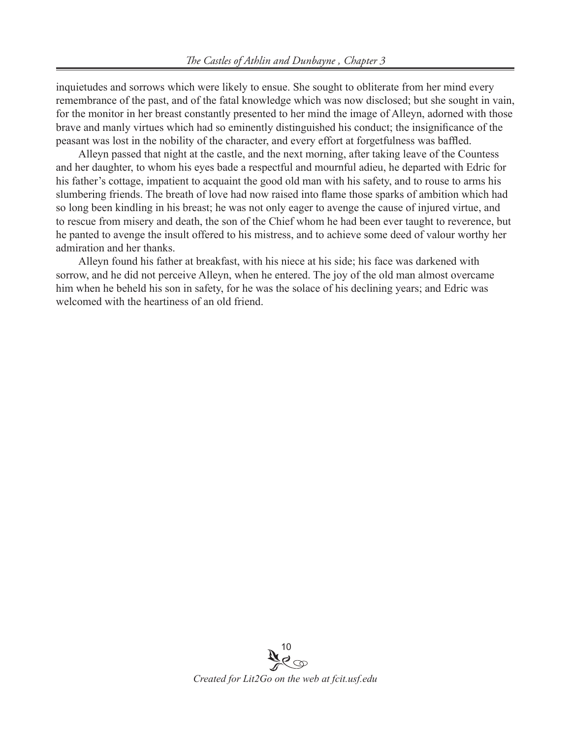inquietudes and sorrows which were likely to ensue. She sought to obliterate from her mind every remembrance of the past, and of the fatal knowledge which was now disclosed; but she sought in vain, for the monitor in her breast constantly presented to her mind the image of Alleyn, adorned with those brave and manly virtues which had so eminently distinguished his conduct; the insignificance of the peasant was lost in the nobility of the character, and every effort at forgetfulness was baffled.

Alleyn passed that night at the castle, and the next morning, after taking leave of the Countess and her daughter, to whom his eyes bade a respectful and mournful adieu, he departed with Edric for his father's cottage, impatient to acquaint the good old man with his safety, and to rouse to arms his slumbering friends. The breath of love had now raised into flame those sparks of ambition which had so long been kindling in his breast; he was not only eager to avenge the cause of injured virtue, and to rescue from misery and death, the son of the Chief whom he had been ever taught to reverence, but he panted to avenge the insult offered to his mistress, and to achieve some deed of valour worthy her admiration and her thanks.

Alleyn found his father at breakfast, with his niece at his side; his face was darkened with sorrow, and he did not perceive Alleyn, when he entered. The joy of the old man almost overcame him when he beheld his son in safety, for he was the solace of his declining years; and Edric was welcomed with the heartiness of an old friend.